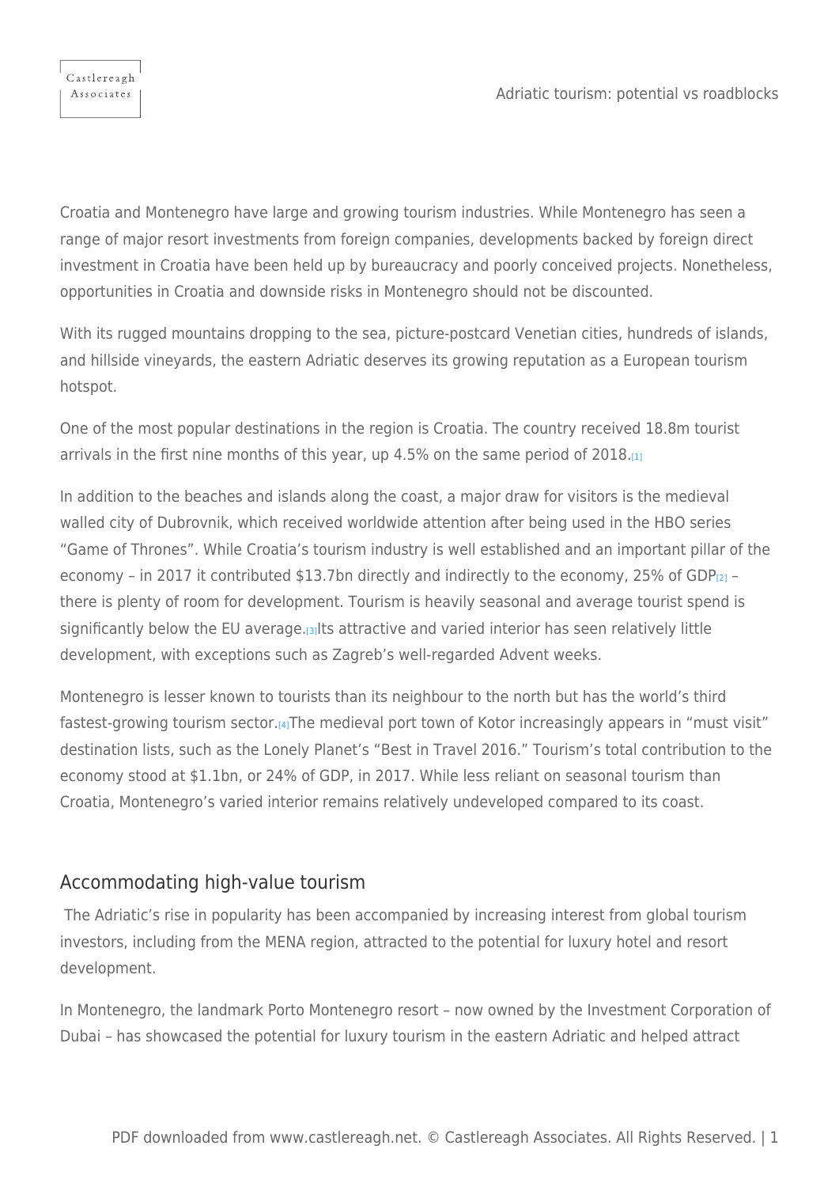Croatia and Montenegro have large and growing tourism industries. While Montenegro has seen a range of major resort investments from foreign companies, developments backed by foreign direct investment in Croatia have been held up by bureaucracy and poorly conceived projects. Nonetheless, opportunities in Croatia and downside risks in Montenegro should not be discounted.

With its rugged mountains dropping to the sea, picture-postcard Venetian cities, hundreds of islands, and hillside vineyards, the eastern Adriatic deserves its growing reputation as a European tourism hotspot.

One of the most popular destinations in the region is Croatia. The country received 18.8m tourist arrivals in the first nine months of this year, up 4.5% on the same period of 2018.[1]

In addition to the beaches and islands along the coast, a major draw for visitors is the medieval walled city of Dubrovnik, which received worldwide attention after being used in the HBO series "Game of Thrones". While Croatia's tourism industry is well established and an important pillar of the economy – in 2017 it contributed $13.7bn directly and indirectly to the economy, 25% of GDP[2] – there is plenty of room for development. Tourism is heavily seasonal and average tourist spend is significantly below the EU average.[3] Its attractive and varied interior has seen relatively little development, with exceptions such as Zagreb's well-regarded Advent weeks.

Montenegro is lesser known to tourists than its neighbour to the north but has the world's third fastest-growing tourism sector.[4] The medieval port town of Kotor increasingly appears in "must visit" destination lists, such as the Lonely Planet's "Best in Travel 2016." Tourism's total contribution to the economy stood at $1.1bn, or 24% of GDP, in 2017. While less reliant on seasonal tourism than Croatia, Montenegro's varied interior remains relatively undeveloped compared to its coast.

## Accommodating high-value tourism

The Adriatic's rise in popularity has been accompanied by increasing interest from global tourism investors, including from the MENA region, attracted to the potential for luxury hotel and resort development.

In Montenegro, the landmark Porto Montenegro resort – now owned by the Investment Corporation of Dubai – has showcased the potential for luxury tourism in the eastern Adriatic and helped attract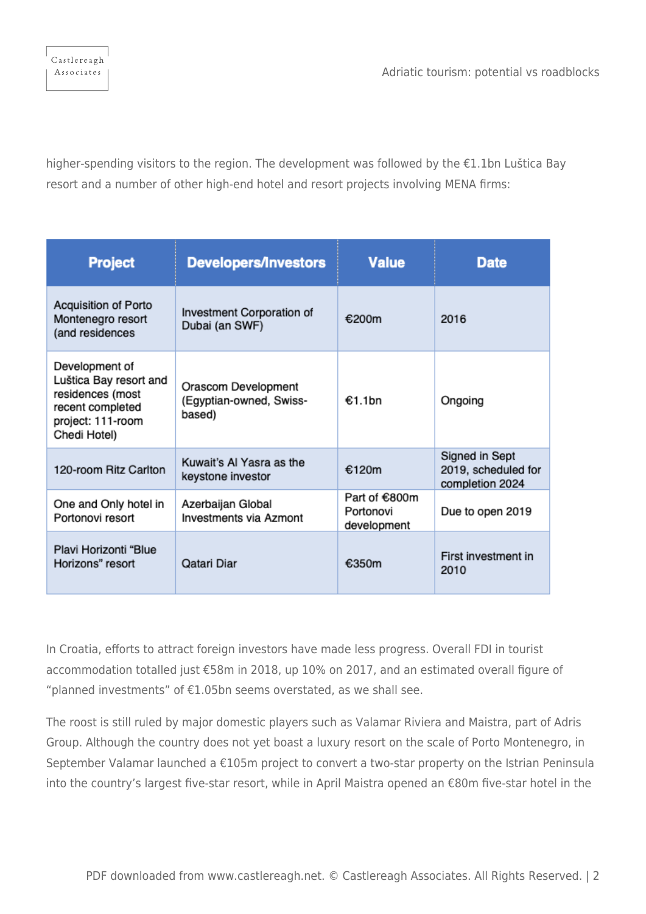higher-spending visitors to the region. The development was followed by the €1.1bn Luštica Bay resort and a number of other high-end hotel and resort projects involving MENA firms:

| Project | Developers/Investors | Value | Date |
|---|---|---|---|
| Acquisition of Porto Montenegro resort (and residences | Investment Corporation of Dubai (an SWF) | €200m | 2016 |
| Development of Luštica Bay resort and residences (most recent completed project: 111-room Chedi Hotel) | Orascom Development (Egyptian-owned, Swiss-based) | €1.1bn | Ongoing |
| 120-room Ritz Carlton | Kuwait's Al Yasra as the keystone investor | €120m | Signed in Sept 2019, scheduled for completion 2024 |
| One and Only hotel in Portonovi resort | Azerbaijan Global Investments via Azmont | Part of €800m Portonovi development | Due to open 2019 |
| Plavi Horizonti "Blue Horizons" resort | Qatari Diar | €350m | First investment in 2010 |

In Croatia, efforts to attract foreign investors have made less progress. Overall FDI in tourist accommodation totalled just €58m in 2018, up 10% on 2017, and an estimated overall figure of "planned investments" of €1.05bn seems overstated, as we shall see.

The roost is still ruled by major domestic players such as Valamar Riviera and Maistra, part of Adris Group. Although the country does not yet boast a luxury resort on the scale of Porto Montenegro, in September Valamar launched a €105m project to convert a two-star property on the Istrian Peninsula into the country's largest five-star resort, while in April Maistra opened an €80m five-star hotel in the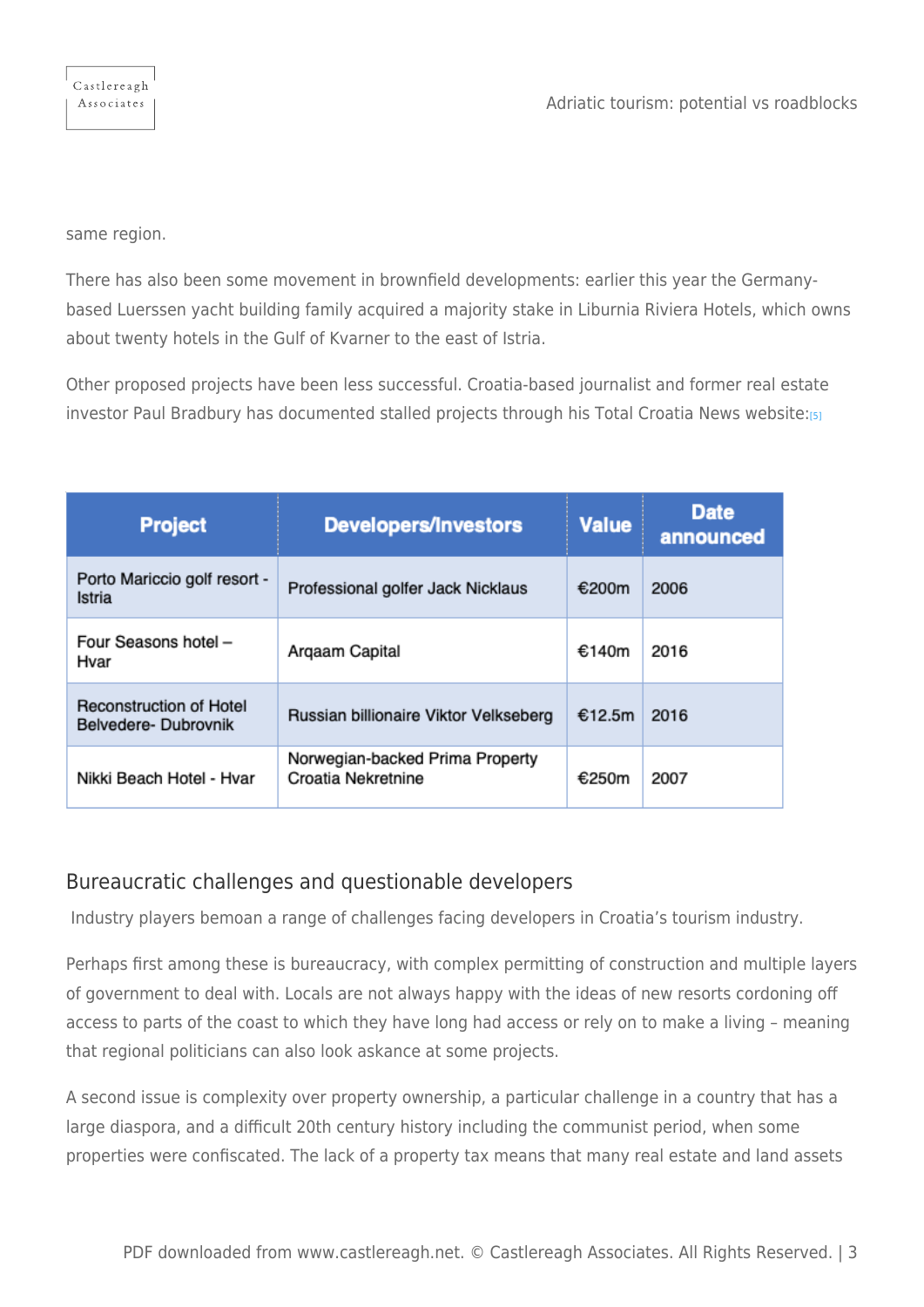same region.

There has also been some movement in brownfield developments: earlier this year the Germany-based Luerssen yacht building family acquired a majority stake in Liburnia Riviera Hotels, which owns about twenty hotels in the Gulf of Kvarner to the east of Istria.

Other proposed projects have been less successful. Croatia-based journalist and former real estate investor Paul Bradbury has documented stalled projects through his Total Croatia News website:[5]

| Project | Developers/Investors | Value | Date announced |
| --- | --- | --- | --- |
| Porto Mariccio golf resort - Istria | Professional golfer Jack Nicklaus | €200m | 2006 |
| Four Seasons hotel – Hvar | Arqaam Capital | €140m | 2016 |
| Reconstruction of Hotel Belvedere- Dubrovnik | Russian billionaire Viktor Velkseberg | €12.5m | 2016 |
| Nikki Beach Hotel - Hvar | Norwegian-backed Prima Property Croatia Nekretnine | €250m | 2007 |

## Bureaucratic challenges and questionable developers

Industry players bemoan a range of challenges facing developers in Croatia's tourism industry.

Perhaps first among these is bureaucracy, with complex permitting of construction and multiple layers of government to deal with. Locals are not always happy with the ideas of new resorts cordoning off access to parts of the coast to which they have long had access or rely on to make a living – meaning that regional politicians can also look askance at some projects.

A second issue is complexity over property ownership, a particular challenge in a country that has a large diaspora, and a difficult 20th century history including the communist period, when some properties were confiscated. The lack of a property tax means that many real estate and land assets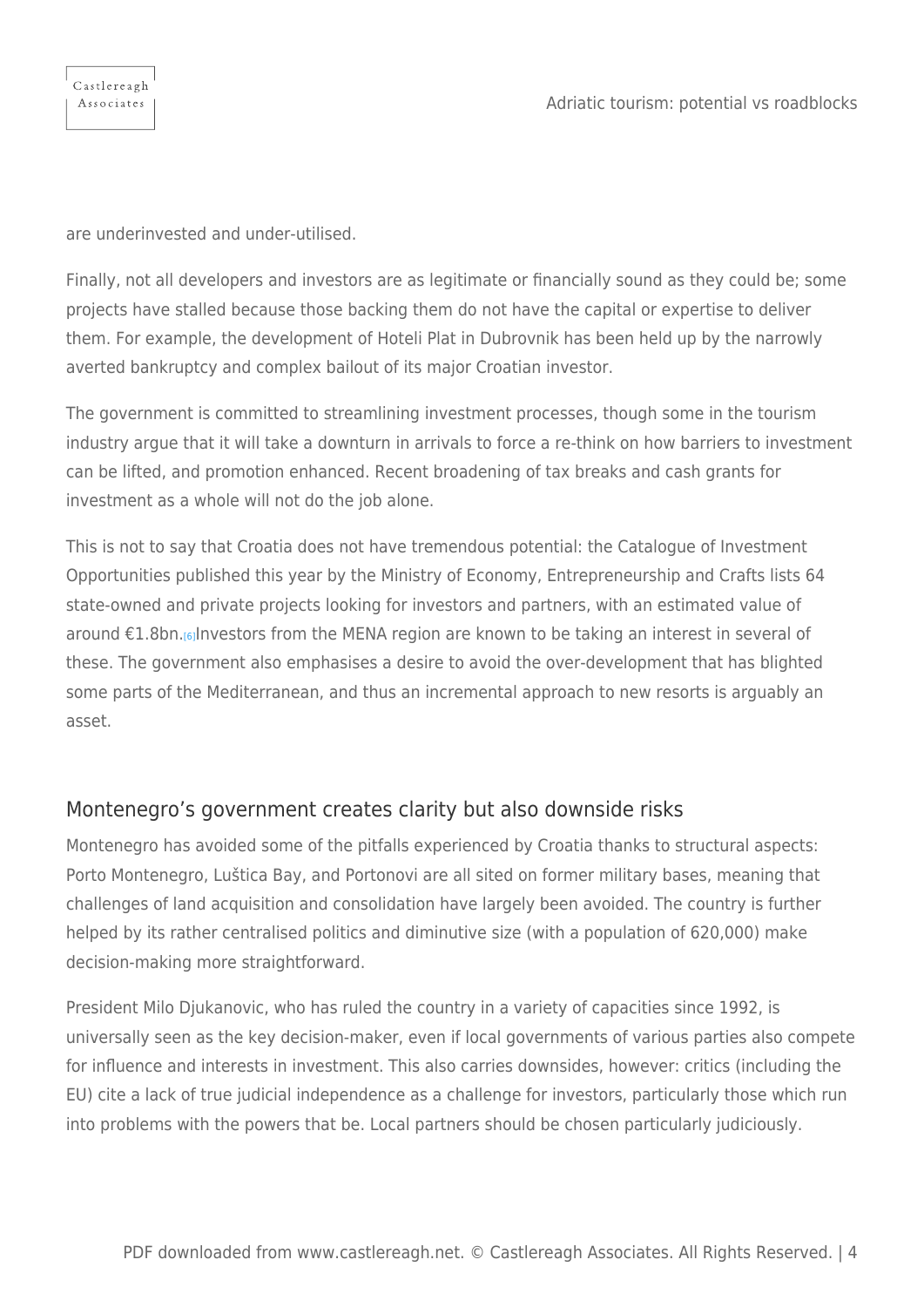are underinvested and under-utilised.

Finally, not all developers and investors are as legitimate or financially sound as they could be; some projects have stalled because those backing them do not have the capital or expertise to deliver them. For example, the development of Hoteli Plat in Dubrovnik has been held up by the narrowly averted bankruptcy and complex bailout of its major Croatian investor.

The government is committed to streamlining investment processes, though some in the tourism industry argue that it will take a downturn in arrivals to force a re-think on how barriers to investment can be lifted, and promotion enhanced. Recent broadening of tax breaks and cash grants for investment as a whole will not do the job alone.

This is not to say that Croatia does not have tremendous potential: the Catalogue of Investment Opportunities published this year by the Ministry of Economy, Entrepreneurship and Crafts lists 64 state-owned and private projects looking for investors and partners, with an estimated value of around €1.8bn.[6] Investors from the MENA region are known to be taking an interest in several of these. The government also emphasises a desire to avoid the over-development that has blighted some parts of the Mediterranean, and thus an incremental approach to new resorts is arguably an asset.

## Montenegro's government creates clarity but also downside risks

Montenegro has avoided some of the pitfalls experienced by Croatia thanks to structural aspects: Porto Montenegro, Luštica Bay, and Portonovi are all sited on former military bases, meaning that challenges of land acquisition and consolidation have largely been avoided. The country is further helped by its rather centralised politics and diminutive size (with a population of 620,000) make decision-making more straightforward.

President Milo Djukanovic, who has ruled the country in a variety of capacities since 1992, is universally seen as the key decision-maker, even if local governments of various parties also compete for influence and interests in investment. This also carries downsides, however: critics (including the EU) cite a lack of true judicial independence as a challenge for investors, particularly those which run into problems with the powers that be. Local partners should be chosen particularly judiciously.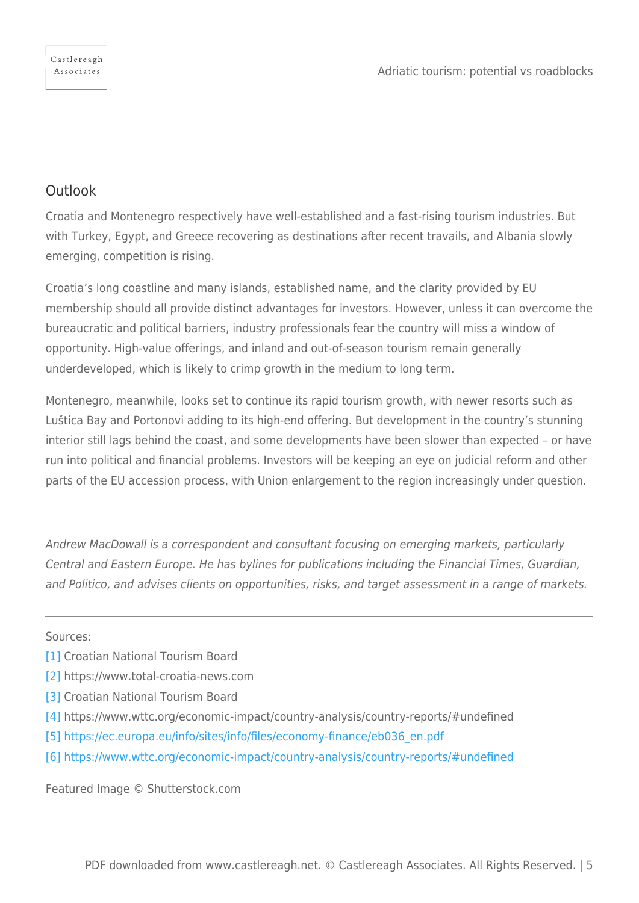## Outlook

Croatia and Montenegro respectively have well-established and a fast-rising tourism industries. But with Turkey, Egypt, and Greece recovering as destinations after recent travails, and Albania slowly emerging, competition is rising.

Croatia's long coastline and many islands, established name, and the clarity provided by EU membership should all provide distinct advantages for investors. However, unless it can overcome the bureaucratic and political barriers, industry professionals fear the country will miss a window of opportunity. High-value offerings, and inland and out-of-season tourism remain generally underdeveloped, which is likely to crimp growth in the medium to long term.

Montenegro, meanwhile, looks set to continue its rapid tourism growth, with newer resorts such as Luštica Bay and Portonovi adding to its high-end offering. But development in the country's stunning interior still lags behind the coast, and some developments have been slower than expected – or have run into political and financial problems. Investors will be keeping an eye on judicial reform and other parts of the EU accession process, with Union enlargement to the region increasingly under question.

*Andrew MacDowall is a correspondent and consultant focusing on emerging markets, particularly Central and Eastern Europe. He has bylines for publications including the Financial Times, Guardian, and Politico, and advises clients on opportunities, risks, and target assessment in a range of markets.*

---

Sources:

[1] Croatian National Tourism Board

[2] https://www.total-croatia-news.com

[3] Croatian National Tourism Board

[4] https://www.wttc.org/economic-impact/country-analysis/country-reports/#undefined

[5] https://ec.europa.eu/info/sites/info/files/economy-finance/eb036_en.pdf

[6] https://www.wttc.org/economic-impact/country-analysis/country-reports/#undefined

Featured Image © Shutterstock.com